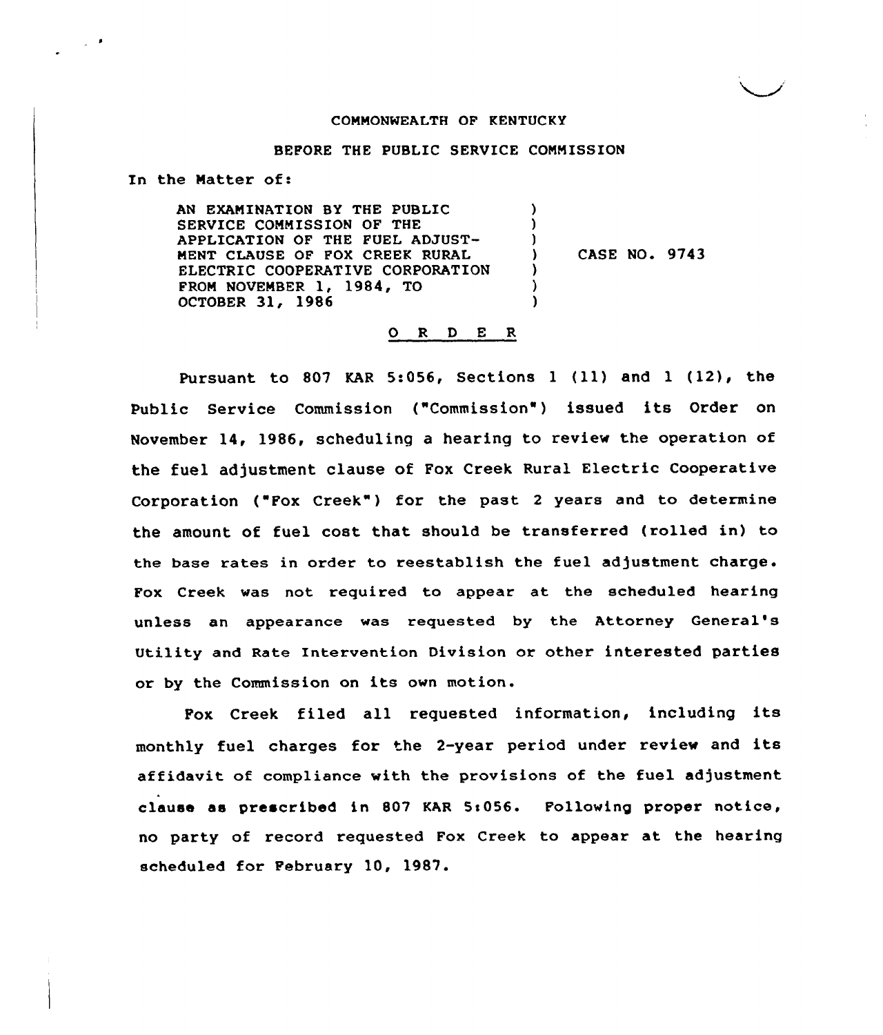COMMONWEALTH OF KENTUCKY

BEFORE THE PUBLIC SERVICE COMMISSION

In the Matter of:

| | | |
|---|---|---|
| AN EXAMINATION BY THE PUBLIC SERVICE COMMISSION OF THE APPLICATION OF THE FUEL ADJUSTMENT CLAUSE OF FOX CREEK RURAL ELECTRIC COOPERATIVE CORPORATION FROM NOVEMBER 1, 1984, TO OCTOBER 31, 1986 | ) | CASE NO. 9743 |

O R D E R

Pursuant to 807 KAR 5:056, Sections 1 (11) and 1 (12), the Public Service Commission ("Commission") issued its Order on November 14, 1986, scheduling a hearing to review the operation of the fuel adjustment clause of Fox Creek Rural Electric Cooperative Corporation ("Fox Creek") for the past 2 years and to determine the amount of fuel cost that should be transferred (rolled in) to the base rates in order to reestablish the fuel adjustment charge. Fox Creek was not required to appear at the scheduled hearing unless an appearance was requested by the Attorney General's Utility and Rate Intervention Division or other interested parties or by the Commission on its own motion.

Fox Creek filed all requested information, including its monthly fuel charges for the 2-year period under review and its affidavit of compliance with the provisions of the fuel adjustment clause as prescribed in 807 KAR 5:056. Following proper notice, no party of record requested Fox Creek to appear at the hearing scheduled for February 10, 1987.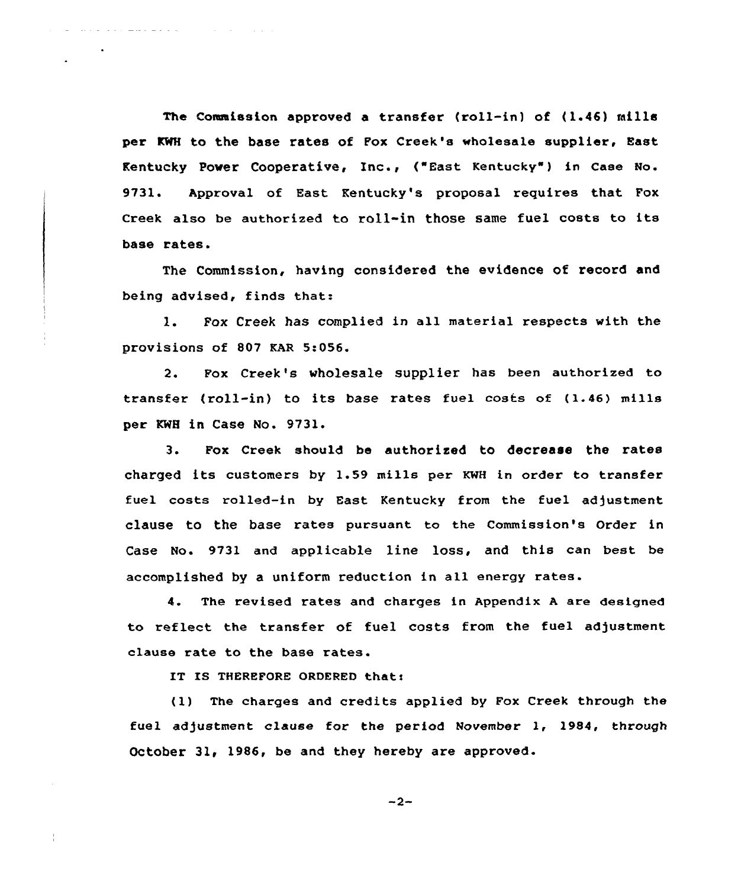The Commission approved a transfer (roll-in) of (1.46) mills per KWH to the base rates of Fox Creek's wholesale supplier, East Kentucky Power Cooperative, Inc., ("East Kentucky") in Case No. 9731. Approval of East Kentucky's proposal requires that Fox Creek also be authorized to roll-in those same fuel costs to its base rates.

The Commission, having considered the evidence of record and being advised, finds that:

1. Fox Creek has complied in all material respects with the provisions of 807 KAR 5:056.

2. Fox Creek's wholesale supplier has been authorized to transfer (roll-in) to its base rates fuel costs of (1.46) mills per KWH in Case No. 9731.

3. Fox Creek should be authorized to decrease the rates charged its customers by 1.59 mills per KWH in order to transfer fuel costs rolled-in by East Kentucky from the fuel adjustment clause to the base rates pursuant to the Commission's Order in Case No. 9731 and applicable line loss, and this can best be accomplished by a uniform reduction in all energy rates.

4. The revised rates and charges in Appendix A are designed to reflect the transfer of fuel costs from the fuel adjustment clause rate to the base rates.

IT IS THEREFORE ORDERED that:

(1) The charges and credits applied by Fox Creek through the fuel adjustment clause for the period November 1, 1984, through October 31, 1986, be and they hereby are approved.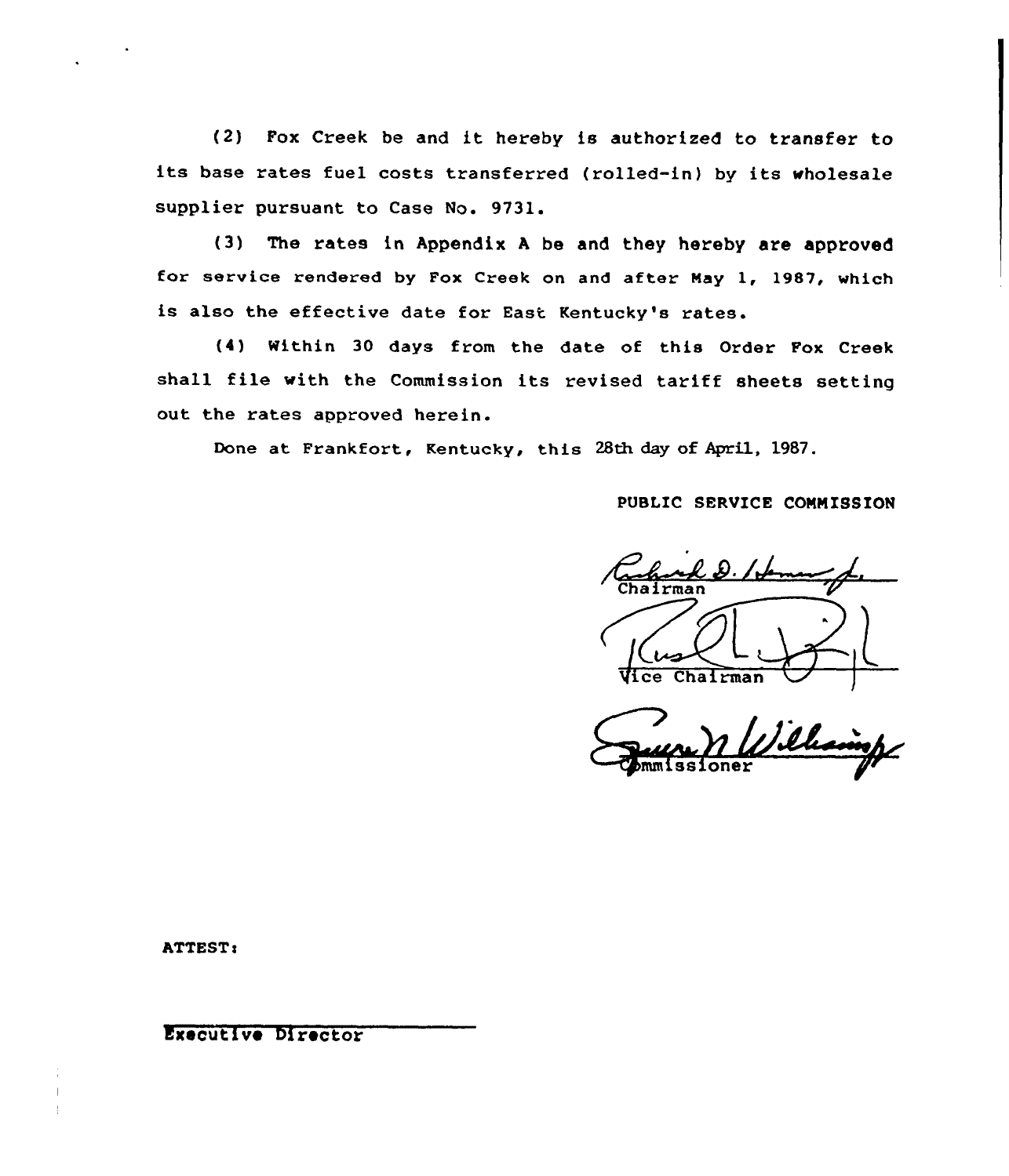(2) Fox Creek be and it hereby is authorized to transfer to its base rates fuel costs transferred (rolled-in) by its wholesale supplier pursuant to Case No. 9731.

(3) The rates in Appendix A be and they hereby are approved for service rendered by Fox Creek on and after May 1, 1987, which is also the effective date for East Kentucky's rates.

(4) Within 30 days from the date of this Order Fox Creek shall file with the Commission its revised tariff sheets setting out the rates approved herein.

Done at Frankfort, Kentucky, this 28th day of April, 1987.

PUBLIC SERVICE COMMISSION

Chairman

Vice Chairman

Commissioner

ATTEST:

Executive Director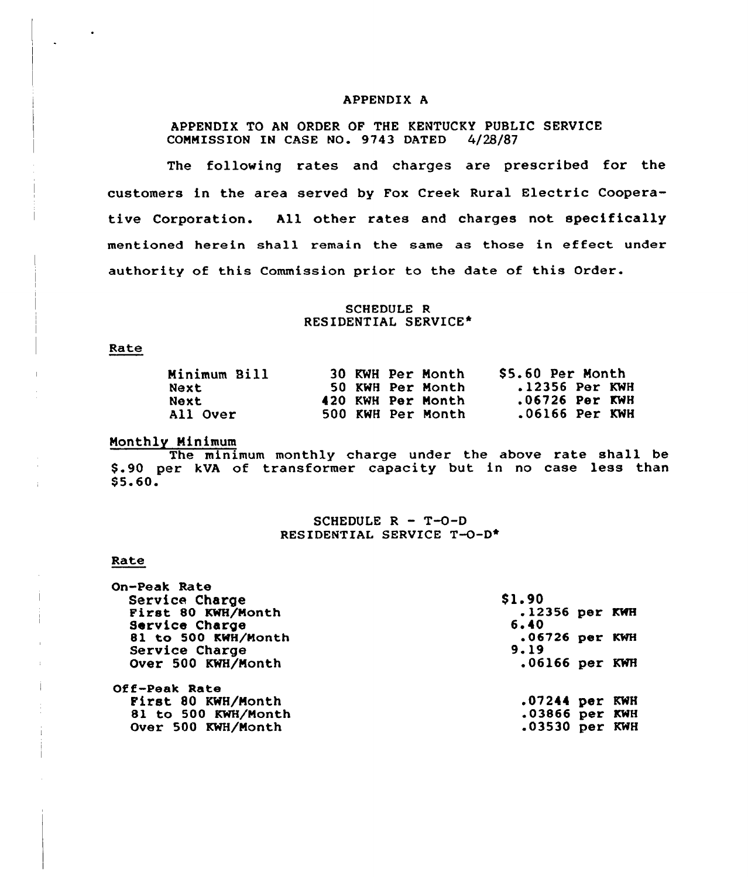# APPENDIX A

APPENDIX TO AN ORDER OF THE KENTUCKY PUBLIC SERVICE COMMISSION IN CASE NO. 9743 DATED 4/28/87

The following rates and charges are prescribed for the customers in the area served by Fox Creek Rural Electric Cooperative Corporation. All other rates and charges not specifically mentioned herein shall remain the same as those in effect under authority of this Commission prior to the date of this Order.

## SCHEDULE R
## RESIDENTIAL SERVICE*

Rate

| | | |
|---|---|---|
| Minimum Bill | 30 KWH Per Month | $5.60 Per Month |
| Next | 50 KWH Per Month | .12356 Per KWH |
| Next | 420 KWH Per Month | .06726 Per KWH |
| All Over | 500 KWH Per Month | .06166 Per KWH |

Monthly Minimum

The minimum monthly charge under the above rate shall be $.90 per kVA of transformer capacity but in no case less than $5.60.

## SCHEDULE R - T-O-D
## RESIDENTIAL SERVICE T-O-D*

Rate

| | |
|---|---|
| On-Peak Rate | |
| Service Charge | $1.90 |
| First 80 KWH/Month | .12356 per KWH |
| Service Charge | 6.40 |
| 81 to 500 KWH/Month | .06726 per KWH |
| Service Charge | 9.19 |
| Over 500 KWH/Month | .06166 per KWH |
| Off-Peak Rate | |
| First 80 KWH/Month | .07244 per KWH |
| 81 to 500 KWH/Month | .03866 per KWH |
| Over 500 KWH/Month | .03530 per KWH |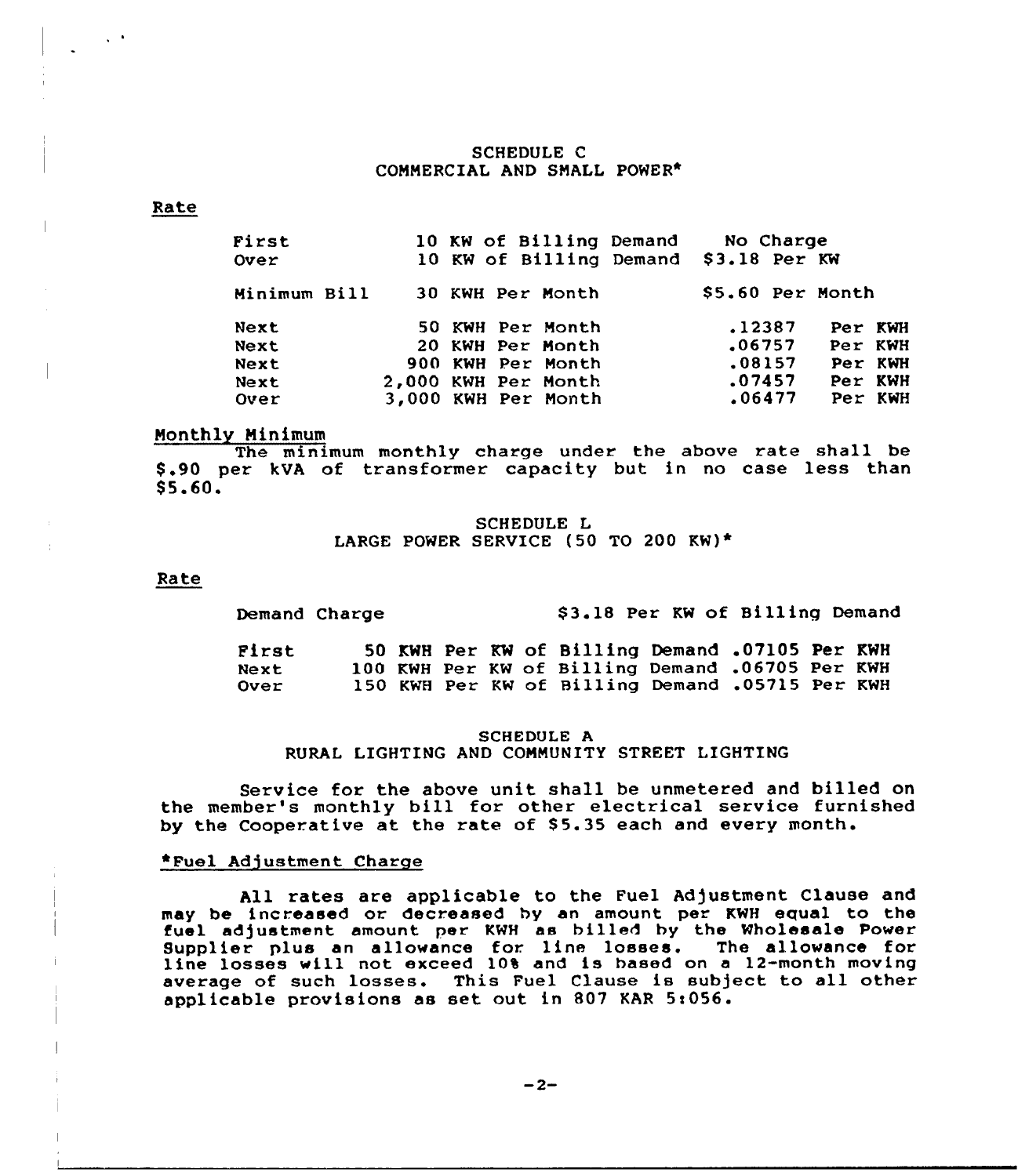## SCHEDULE C
## COMMERCIAL AND SMALL POWER*

Rate

| | | |
|---|---|---|
| First | 10 KW of Billing Demand | No Charge |
| Over | 10 KW of Billing Demand | \$3.18 Per KW |
| Minimum Bill | 30 KWH Per Month | \$5.60 Per Month |
| Next | 50 KWH Per Month | .12387 Per KWH |
| Next | 20 KWH Per Month | .06757 Per KWH |
| Next | 900 KWH Per Month | .08157 Per KWH |
| Next | 2,000 KWH Per Month | .07457 Per KWH |
| Over | 3,000 KWH Per Month | .06477 Per KWH |

Monthly Minimum

The minimum monthly charge under the above rate shall be \$.90 per kVA of transformer capacity but in no case less than \$5.60.

## SCHEDULE L
## LARGE POWER SERVICE (50 TO 200 KW)*

Rate

Demand Charge — \$3.18 Per KW of Billing Demand

| | | |
|---|---|---|
| First | 50 KWH Per KW of Billing Demand | .07105 Per KWH |
| Next | 100 KWH Per KW of Billing Demand | .06705 Per KWH |
| Over | 150 KWH Per KW of Billing Demand | .05715 Per KWH |

## SCHEDULE A
## RURAL LIGHTING AND COMMUNITY STREET LIGHTING

Service for the above unit shall be unmetered and billed on the member's monthly bill for other electrical service furnished by the Cooperative at the rate of \$5.35 each and every month.

*Fuel Adjustment Charge

All rates are applicable to the Fuel Adjustment Clause and may be increased or decreased by an amount per KWH equal to the fuel adjustment amount per KWH as billed by the Wholesale Power Supplier plus an allowance for line losses. The allowance for line losses will not exceed 10% and is based on a 12-month moving average of such losses. This Fuel Clause is subject to all other applicable provisions as set out in 807 KAR 5:056.